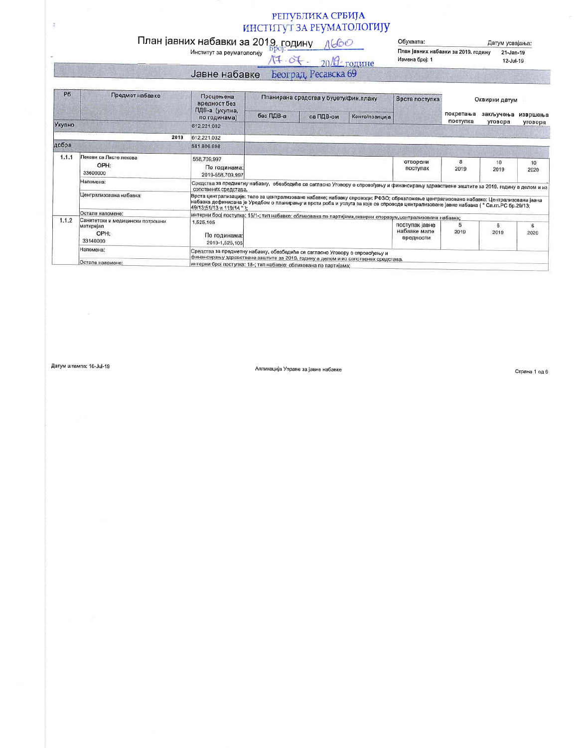РЕПУБЛИКА СРБИЈА
ИНСТИТУТ ЗА РЕУМАТОЛОГИЈУ
Број: 1660
17.07. 2019. године
Београд, Ресавска 69

# План јавних набавки за 2019. годину

Институт за реуматологију

Обухвата: План јавних набавки за 2019. годину — Датум усвајања: 21-Jan-19

Измена број: 1 — 12-Jul-19

## Јавне набавке

| Рб | Предмет набавке | Процењена вредност без ПДВ-а (укупна, по годинама) | Планирана средства у буџету/фин.плану без ПДВ-а | са ПДВ-ом | Конто/позиција | Врста поступка | Оквирни датум покретања поступка | закључења уговора | извршења уговора |
|---|---|---|---|---|---|---|---|---|---|
| Укупно | | 612,221,032 | | | | | | | |
| | 2019 | 612,221,032 | | | | | | | |
| добра | | 581,806,698 | | | | | | | |
| 1.1.1 | Лекови са Листе лекова ОРН: 33600000 | 558,709,997 По годинама: 2019-558,709,997 | | | | отворени поступак | 8 2019 | 10 2019 | 10 2020 |
| | Напомена: | Средства за предметну набавку, обезбедиће се сагласно Уговору о спровођењу и финансирању здравствене заштите за 2019. годину а делом и из сопствених средстава. | | | | | | | |
| | Централизована набавка: | Врста централизације: тело за централизоване набавке; набавку спроводи: РФЗО; образложење централизовано набавке: Централизована јавна набавка дефинисана је Уредбом о планирању и врсти роба и услуга за које се спроводе централизоване јавне набавке ( " Сл.гл.РС бр.29/13; 49/13;51/13 и 119/14 " ); | | | | | | | |
| | Остале напомене: | интерни број поступка: 15/1-; тип набавке: обликована по партијама,оквирни споразум,централизована набавка; | | | | | | | |
| 1.1.2 | Санитетски и медицински потрошни материјал ОРН: 33140000 | 1,525,105 По годинама: 2019-1,525,105 | | | | поступак јавне набавке мале вредности | 5 2019 | 6 2019 | 6 2020 |
| | Напомена: | Средства за предметну набавку, обезбедиће се сагласно Уговору о спровођењу и финансирању здравствене заштите за 2019. годину а делом и из сопствених средстава. | | | | | | | |
| | Остале напомене: | интерни број поступка: 18-; тип набавке: обликована по партијама; | | | | | | | |

Датум штампе: 16-Jul-19

Апликација Управе за јавне набавке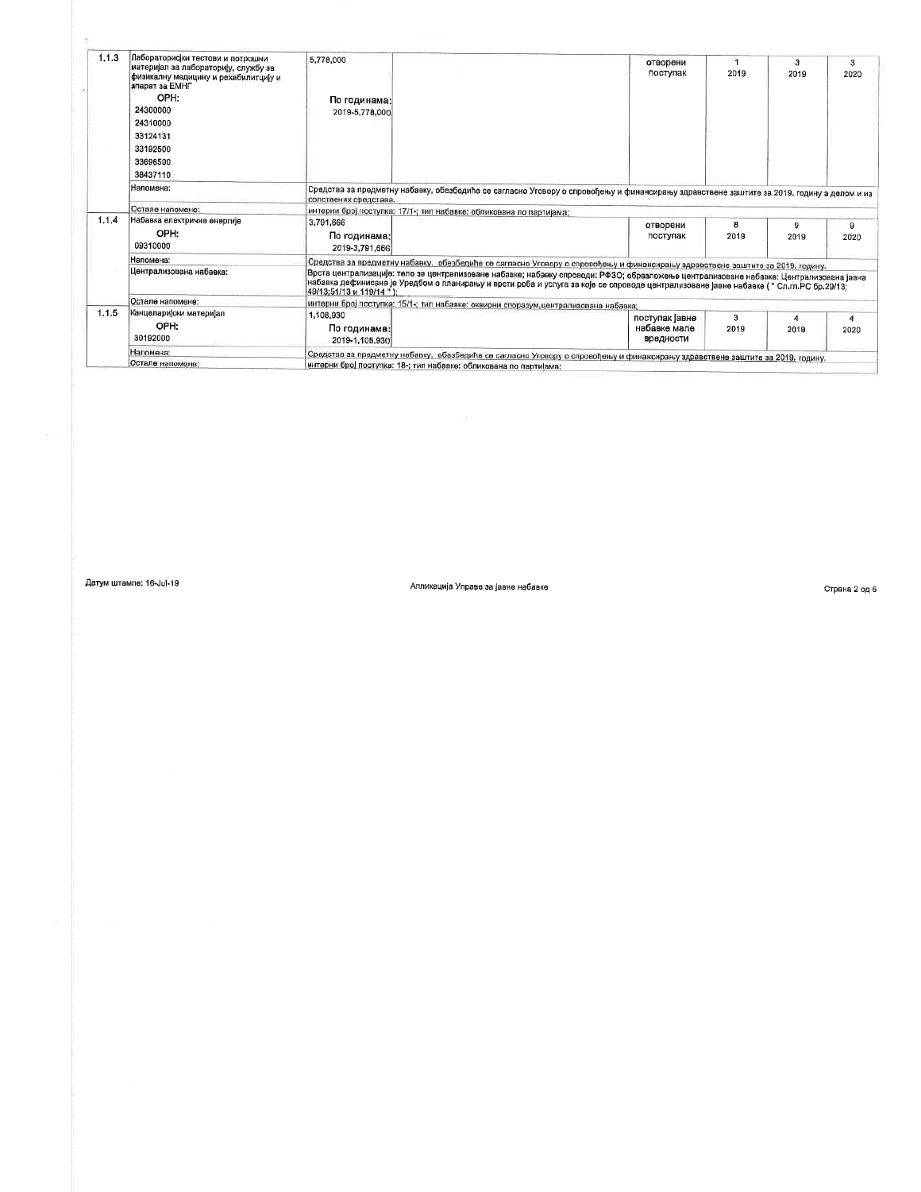| | | | | | | | |
|---|---|---|---|---|---|---|---|
| 1.1.3 | Лабораторијски тестови и потрошни материјал за лабораторију, службу за физикалну медицину и рехабилитцију и апарат за ЕМНГ<br>ОРН:<br>24300000<br>24310000<br>33124131<br>33192500<br>33696500<br>38437110 | 5,778,000<br>По годинама:<br>2019-5,778,000 | | отворени поступак | 1<br>2019 | 3<br>2019 | 3<br>2020 |
| | Напомена: | Средства за предметну набавку, обезбедиће се сагласно Уговору о спровођењу и финансирању здравствене заштите за 2019. годину а делом и из сопствених средстава. | | | | | |
| | Остале напомене: | интерни број поступка: 17/1-; тип набавке: обликована по партијама; | | | | | |
| 1.1.4 | Набавка електричне енергије<br>ОРН:<br>09310000 | 3,791,666<br>По годинама:<br>2019-3,791,666 | | отворени поступак | 8<br>2019 | 9<br>2019 | 9<br>2020 |
| | Напомена: | Средства за предметну набавку, обезбедиће се сагласно Уговору о спровођењу и финансирању здравствене заштите за 2019. годину. | | | | | |
| | Централизована набавка: | Врста централизације: тело за централизоване набавке; набавку спроводи: РФЗО; образложење централизоване набавке: Централизована јавна набавка дефинисана је Уредбом о планирању и врсти роба и услуга за које се спроводе централизоване јавне набавке ( " Сл.гл.РС бр.29/13; 49/13;51/13 и 119/14 " ); | | | | | |
| | Остале напомене: | интерни број поступка: 15/1-; тип набавке: оквирни споразум,централизована набавка; | | | | | |
| 1.1.5 | Канцеларијски материјал<br>ОРН:<br>30192000 | 1,108,930<br>По годинама:<br>2019-1,108,930 | | поступак јавне набавке мале вредности | 3<br>2019 | 4<br>2019 | 4<br>2020 |
| | Напомена: | Средства за предметну набавку, обезбедиће се сагласно Уговору о спровођењу и финансирању здравствене заштите за 2019. годину. | | | | | |
| | Остале напомене: | интерни број поступка: 18-; тип набавке: обликована по партијама; | | | | | |

Датум штампе: 16-Jul-19

Апликација Управе за јавне набавке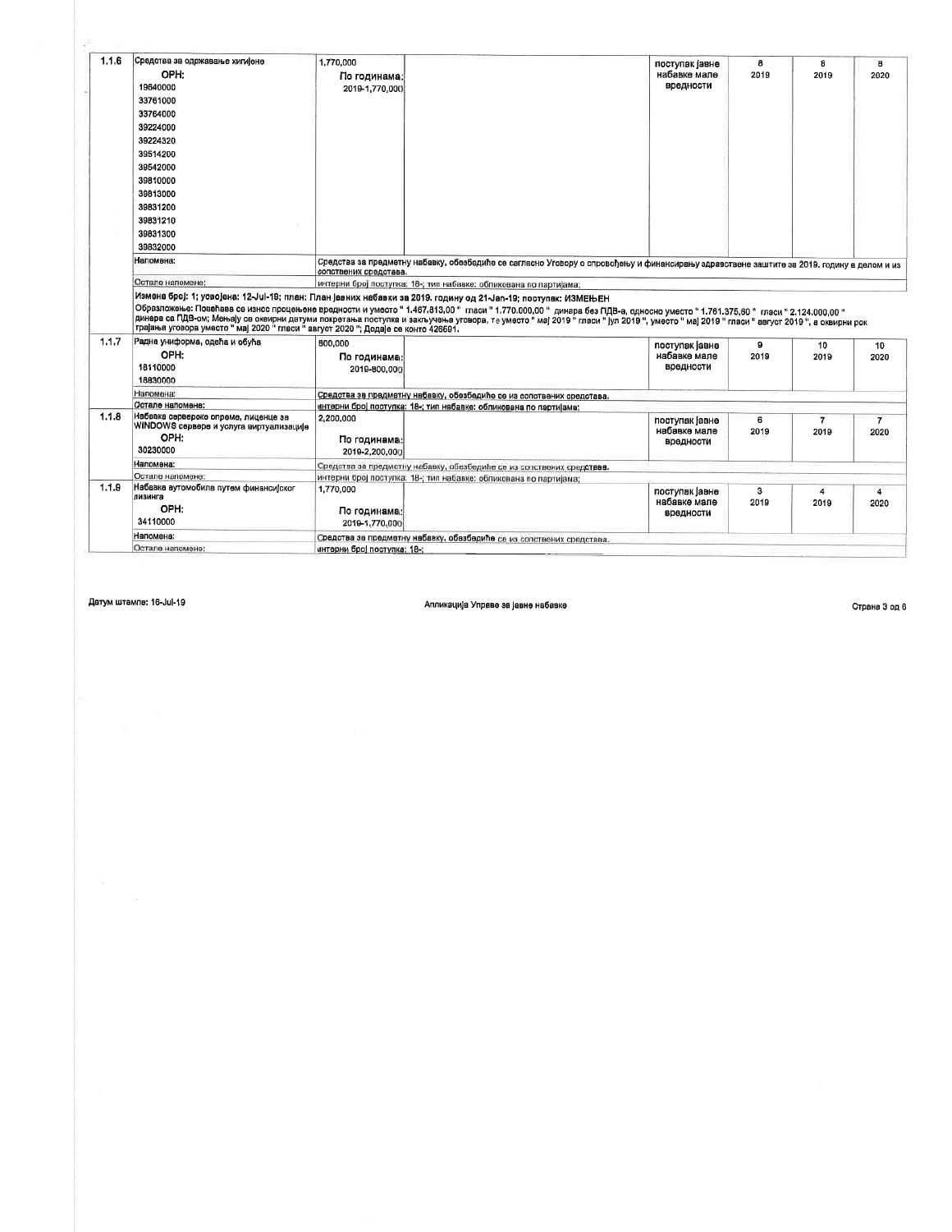| | | | | | | | |
|---|---|---|---|---|---|---|---|
| 1.1.6 | Средства за одржавање хигијене<br>ОРН:<br>19640000<br>33761000<br>33764000<br>39224000<br>39224320<br>39514200<br>39542000<br>39810000<br>39813000<br>39831200<br>39831210<br>39831300<br>39832000 | 1,770,000<br>По годинама:<br>2019-1,770,000 | | поступак јавне набавке мале вредности | 8<br>2019 | 8<br>2019 | 8<br>2020 |
| | Напомена: | Средства за предметну набавку, обезбедиће се сагласно Уговору о спровођењу и финансирању здравствене заштите за 2019. годину а делом и из сопствених средстава. | | | | | |
| | Остале напомене: | интерни број поступка: 18-; тип набавке: обликована по партијама; | | | | | |
| | Измена број: 1; усвојена: 12-Jul-19; план: План јавних набавки за 2019. годину од 21-Jan-19; поступак: ИЗМЕЊЕН<br>Образложење: Повећава се износ процењене вредности и уместо " 1.467.813,00 " гласи " 1.770.000,00 " динара без ПДВ-а, односно уместо " 1.761.375,60 " гласи " 2.124.000,00 " динара са ПДВ-ом; Мењају се оквирни датуми покретања поступка и закључења уговора, те уместо " мај 2019 " гласи " јул 2019 ", уместо " мај 2019 " гласи " август 2019 ", а оквирни рок трајања уговора уместо " мај 2020 " гласи " август 2020 "; Додаје се конто 426591. | | | | | | |
| 1.1.7 | Радна униформа, одећа и обућа<br>ОРН:<br>18110000<br>18830000 | 800,000<br>По годинама:<br>2019-800,000 | | поступак јавне набавке мале вредности | 9<br>2019 | 10<br>2019 | 10<br>2020 |
| | Напомена: | Средства за предметну набавку, обезбедиће се из сопствених средстава. | | | | | |
| | Остале напомене: | интерни број поступка: 18-; тип набавке: обликована по партијама; | | | | | |
| 1.1.8 | Набавка серверске опреме, лиценце за WINDOWS сервере и услуга виртуализације<br>ОРН:<br>30230000 | 2,200,000<br>По годинама:<br>2019-2,200,000 | | поступак јавне набавке мале вредности | 6<br>2019 | 7<br>2019 | 7<br>2020 |
| | Напомена: | Средства за предметну набавку, обезбедиће се из сопствених средстава. | | | | | |
| | Остале напомене: | интерни број поступка: 18-; тип набавке: обликована по партијама; | | | | | |
| 1.1.9 | Набавка аутомобила путем финансијског лизинга<br>ОРН:<br>34110000 | 1,770,000<br>По годинама:<br>2019-1,770,000 | | поступак јавне набавке мале вредности | 3<br>2019 | 4<br>2019 | 4<br>2020 |
| | Напомена: | Средства за предметну набавку, обезбедиће се из сопствених средстава. | | | | | |
| | Остале напомене: | интерни број поступка: 18-; | | | | | |

Датум штампе: 16-Jul-19 Апликација Управе за јавне набавке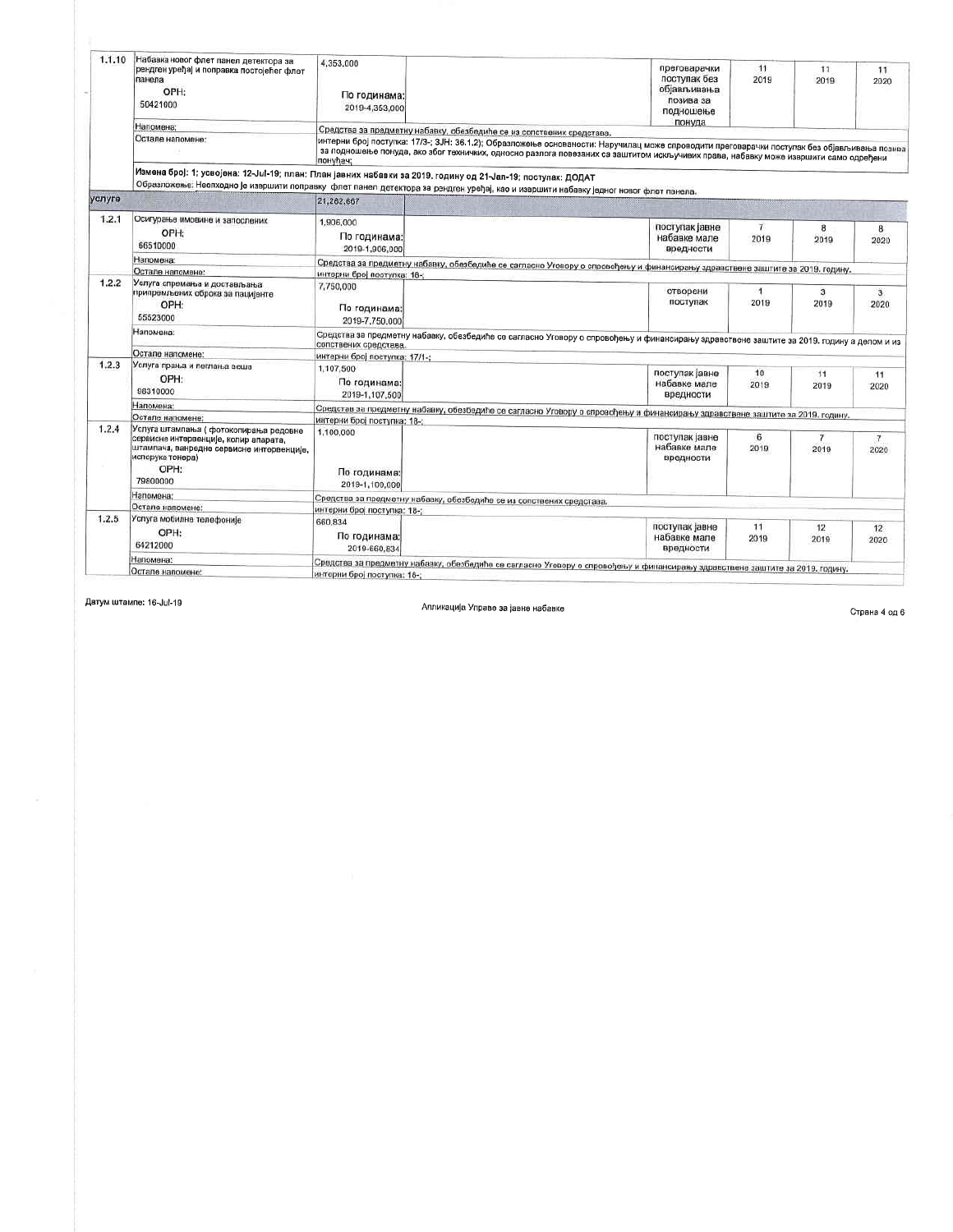| | | | | | | | |
|---|---|---|---|---|---|---|---|
| 1.1.10 | Набавка новог флет панел детектора за рендген уређај и поправка постојећег флет панела<br>ОРН:<br>50421000 | 4,353,000<br><br>По годинама:<br>2019-4,353,000 | | преговарачки поступак без објављивања позива за подношење понуда | 11<br>2019 | 11<br>2019 | 11<br>2020 |
| | Напомена: | Средства за предметну набавку, обезбедиће се из сопствених средстава. | | | | | |
| | Остале напомене: | интерни број поступка: 17/3-; ЗЈН: 36.1.2); Образложење основаности: Наручилац може спроводити преговарачки поступак без објављивања позива за подношење понуда, ако због техничких, односно разлога повезаних са заштитом искључивих права, набавку може извршити само одређени понуђач; | | | | | |
| | **Измена број: 1; усвојена: 12-Jul-19; план: План јавних набавки за 2019. годину од 21-Jan-19; поступак: ДОДАТ**<br>Образложење: Неопходно је извршити поправку флет панел детектора за рендген уређај, као и извршити набавку једног новог флет панела. | | | | | | |
| услуге | | 21,282,667 | | | | | |
| 1.2.1 | Осигурање имовине и запослених<br>ОРН:<br>66510000 | 1,906,000<br><br>По годинама:<br>2019-1,906,000 | | поступак јавне набавке мале вредности | 7<br>2019 | 8<br>2019 | 8<br>2020 |
| | Напомена: | Средства за предметну набавку, обезбедиће се сагласно Уговору о спровођењу и финансирању здравствене заштите за 2019. годину. | | | | | |
| | Остале напомене: | интерни број поступка: 18-; | | | | | |
| 1.2.2 | Услуга спремања и достављања припремљених оброка за пацијенте<br>ОРН:<br>55523000 | 7,750,000<br><br>По годинама:<br>2019-7,750,000 | | створени поступак | 1<br>2019 | 3<br>2019 | 3<br>2020 |
| | Напомена: | Средства за предметну набавку, обезбедиће се сагласно Уговору о спровођењу и финансирању здравствене заштите за 2019. годину а делом и из сопствених средстава. | | | | | |
| | Остале напомене: | интерни број поступка: 17/1-; | | | | | |
| 1.2.3 | Услуга прања и пеглања веша<br>ОРН:<br>98310000 | 1,107,500<br><br>По годинама:<br>2019-1,107,500 | | поступак јавне набавке мале вредности | 10<br>2019 | 11<br>2019 | 11<br>2020 |
| | Напомена: | Средства за предметну набавку, обезбедиће се сагласно Уговору о спровођењу и финансирању здравствене заштите за 2019. годину. | | | | | |
| | Остале напомене: | интерни број поступка: 18-; | | | | | |
| 1.2.4 | Услуга штампања ( фотокопирања редовне сервисне интервенције, копир апарата, штампача, ванредне сервисне интервенције, испорука тонера)<br>ОРН:<br>79800000 | 1,100,000<br><br>По годинама:<br>2019-1,100,000 | | поступак јавне набавке мале вредности | 6<br>2019 | 7<br>2019 | 7<br>2020 |
| | Напомена: | Средства за предметну набавку, обезбедиће се из сопствених средстава. | | | | | |
| | Остале напомене: | интерни број поступка: 18-; | | | | | |
| 1.2.5 | Услуга мобилне телефоније<br>ОРН:<br>64212000 | 660,834<br><br>По годинама:<br>2019-660,834 | | поступак јавне набавке мале вредности | 11<br>2019 | 12<br>2019 | 12<br>2020 |
| | Напомена: | Средства за предметну набавку, обезбедиће се сагласно Уговору о спровођењу и финансирању здравствене заштите за 2019. годину. | | | | | |
| | Остале напомене: | интерни број поступка: 18-; | | | | | |

Датум штампе: 16-Jul-19

Апликација Управе за јавне набавке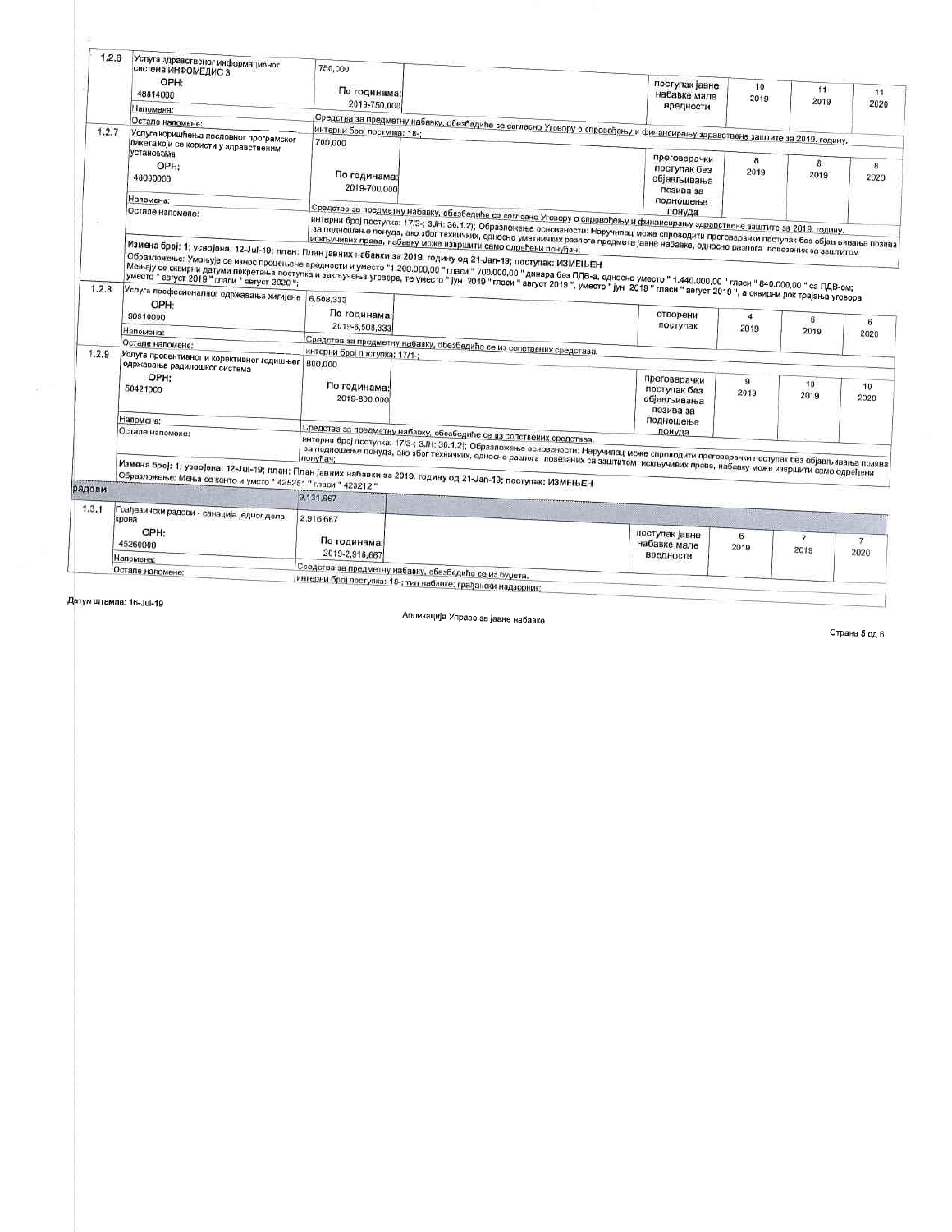| | | | | | | | |
|---|---|---|---|---|---|---|---|
| 1.2.6 | Услуга здравственог информационог система ИНФОМЕДИС 3 | 750,000 | | | | | |
| | ОРН: 48814000 | По годинама: 2019-750,000 | | поступак јавне набавке мале вредности | 10 2019 | 11 2019 | 11 2020 |
| | Напомена: | | | | | | |
| | Остале напомене: | Средства за предметну набавку, обезбедиће се сагласно Уговору о спровођењу и финансирању здравствене заштите за 2019. годину. интерни број поступка: 18-; | | | | | |
| 1.2.7 | Услуга коришћења пословног програмског пакета који се користи у здравственим установама | 700,000 | | | | | |
| | ОРН: 48000000 | По годинама: 2019-700,000 | | преговарачки поступак без објављивања позива за подношење понуда | 8 2019 | 8 2019 | 8 2020 |
| | Напомена: | | | | | | |
| | Остале напомене: | Средства за предметну набавку, обезбедиће се сагласно Уговору о спровођењу и финансирању здравствене заштите за 2019. годину. интерни број поступка: 17/3-; ЗЈН: 36.1.2); Образложење основаности: Наручилац може спроводити преговарачки поступак без објављивања позива за подношење понуда, ако због техничких, односно уметничких разлога предмета јавне набавке, односно разлога повезаних са заштитом искључивих права, набавку може извршити само одређени понуђач; | | | | | |
| | Измена број: 1; усвојена: 12-Jul-19; план: План јавних набавки за 2019. годину од 21-Jan-19; поступак: ИЗМЕЊЕН Образложење: Умањује се износ процењене вредности и уместо "1.200.000,00 " гласи " 700.000,00 " динара без ПДВ-а, односно уместо " 1.440.000,00 " гласи " 840.000,00 " са ПДВ-ом; Мењају се оквирни датуми покретања поступка и закључења уговора, те уместо " јун 2019 " гласи " август 2019 ", уместо " јун 2019 " гласи " август 2019 ", а оквирни рок трајања уговора уместо " август 2019 " гласи " август 2020 "; | | | | | | |
| 1.2.8 | Услуга професионалног одржавања хигијене | 6,508,333 | | | | | |
| | ОРН: 90910000 | По годинама: 2019-6,508,333 | | отворени поступак | 4 2019 | 6 2019 | 6 2020 |
| | Напомена: | | | | | | |
| | Остале напомене: | Средства за предметну набавку, обезбедиће се из сопствених средстава. интерни број поступка: 17/1-; | | | | | |
| 1.2.9 | Услуга превентивног и корективног годишњег одржавања радиолошког система | 800,000 | | | | | |
| | ОРН: 50421000 | По годинама: 2019-800,000 | | преговарачки поступак без објављивања позива за подношење понуда | 9 2019 | 10 2019 | 10 2020 |
| | Напомена: | | | | | | |
| | Остале напомене: | Средства за предметну набавку, обезбедиће се из сопствених средстава. интерни број поступка: 17/3-; ЗЈН: 36.1.2); Образложење основаности: Наручилац може спроводити преговарачки поступак без објављивања позива за подношење понуда, ако због техничких, односно разлога повезаних са заштитом искључивих права, набавку може извршити само одређени понуђач; | | | | | |
| | Измена број: 1; усвојена: 12-Jul-19; план: План јавних набавки за 2019. годину од 21-Jan-19; поступак: ИЗМЕЊЕН Образложење: Мења се конто и уместо " 425261 " гласи " 423212 " | | | | | | |
| радови | | 9,131,667 | | | | | |
| 1.3.1 | Грађевински радови - санација једног дела крова | 2,916,667 | | | | | |
| | ОРН: 45260000 | По годинама: 2019-2,916,667 | | поступак јавне набавке мале вредности | 6 2019 | 7 2019 | 7 2020 |
| | Напомена: | | | | | | |
| | Остале напомене: | Средства за предметну набавку, обезбедиће се из буџета. интерни број поступка: 18-; тип набавке: грађански надзорник; | | | | | |

Датум штампе: 16-Jul-19

Апликација Управе за јавне набавке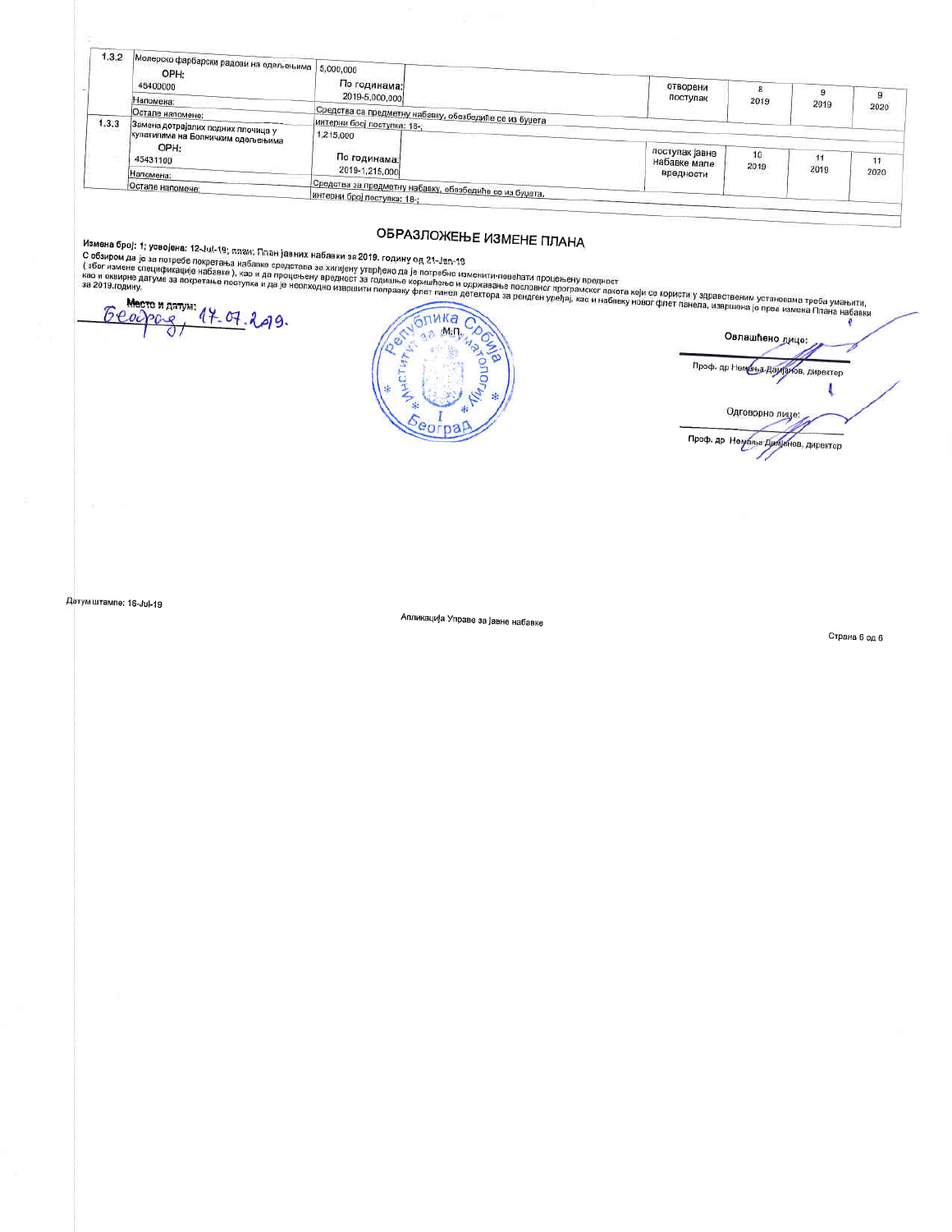| | | | | | | | |
|---|---|---|---|---|---|---|---|
| 1.3.2 | Молерско фарбарски радови на одељењима | 5,000,000 | | отворени поступак | 8 2019 | 9 2019 | 9 2020 |
| | ОРН: 45400000 | По годинама: 2019-5,000,000 | | | | | |
| | Напомена: | | | | | | |
| | Остале напомене: | Средства са предметну набавку, обезбедиће се из буџета интерни број поступка: 18-; | | | | | |
| 1.3.3 | Замена дотрајалих подних плочица у купатилима на Болничким одељењима | 1,215,000 | | поступак јавне набавке мале вредности | 10 2019 | 11 2019 | 11 2020 |
| | ОРН: 45431100 | По годинама: 2019-1,215,000 | | | | | |
| | Напомена: | | | | | | |
| | Остале напомене: | Средства за предметну набавку, обезбедиће се из буџета. интерни број поступка: 18-; | | | | | |

## ОБРАЗЛОЖЕЊЕ ИЗМЕНЕ ПЛАНА

**Измена број: 1; усвојена: 12-Jul-19; план: План јавних набавки за 2019. годину од 21-Jan-19**

С обзиром да је за потребе покретања набавке средстава за хигијену утврђено да је потребно изменити-повећати процењену вредност ( због измене спецификације набавке ), као и да процењену вредност за годишње коришћење и одржавање пословног програмског пакета који се користи у здравственим установама треба умањити, као и оквирне датуме за покретање поступка и да је неопходно извршити поправку флет панел детектора за рендген уређај, као и набавку новог флет панела, извршена је прва измена Плана набавки за 2019.годину.

**Место и датум:** Београд, 17.07.2019.

М.П.

Република Србија Институт за реуматологију Београд

**Овлашћено лице:**

Проф. др Немања Дамјанов, директор

Одговорно лице:

Проф. др Немања Дамјанов, директор

Датум штампе: 16-Jul-19

Апликација Управе за јавне набавке